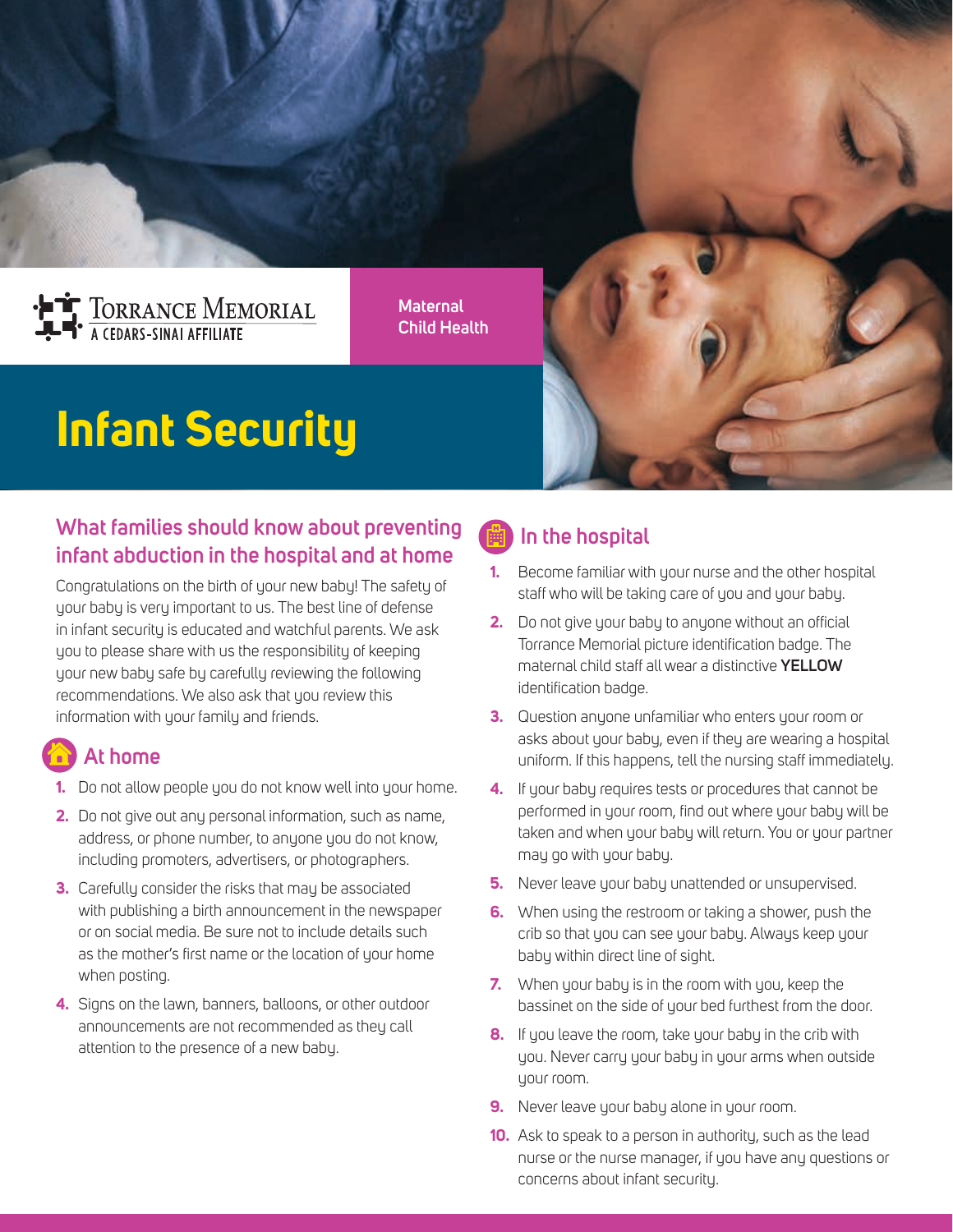Torrance Memorial
A Cedars-Sinai Affiliate

Maternal Child Health

# Infant Security

## What families should know about preventing infant abduction in the hospital and at home

Congratulations on the birth of your new baby! The safety of your baby is very important to us. The best line of defense in infant security is educated and watchful parents. We ask you to please share with us the responsibility of keeping your new baby safe by carefully reviewing the following recommendations. We also ask that you review this information with your family and friends.

### At home

1. Do not allow people you do not know well into your home.
2. Do not give out any personal information, such as name, address, or phone number, to anyone you do not know, including promoters, advertisers, or photographers.
3. Carefully consider the risks that may be associated with publishing a birth announcement in the newspaper or on social media. Be sure not to include details such as the mother's first name or the location of your home when posting.
4. Signs on the lawn, banners, balloons, or other outdoor announcements are not recommended as they call attention to the presence of a new baby.

### In the hospital

1. Become familiar with your nurse and the other hospital staff who will be taking care of you and your baby.
2. Do not give your baby to anyone without an official Torrance Memorial picture identification badge. The maternal child staff all wear a distinctive **YELLOW** identification badge.
3. Question anyone unfamiliar who enters your room or asks about your baby, even if they are wearing a hospital uniform. If this happens, tell the nursing staff immediately.
4. If your baby requires tests or procedures that cannot be performed in your room, find out where your baby will be taken and when your baby will return. You or your partner may go with your baby.
5. Never leave your baby unattended or unsupervised.
6. When using the restroom or taking a shower, push the crib so that you can see your baby. Always keep your baby within direct line of sight.
7. When your baby is in the room with you, keep the bassinet on the side of your bed furthest from the door.
8. If you leave the room, take your baby in the crib with you. Never carry your baby in your arms when outside your room.
9. Never leave your baby alone in your room.
10. Ask to speak to a person in authority, such as the lead nurse or the nurse manager, if you have any questions or concerns about infant security.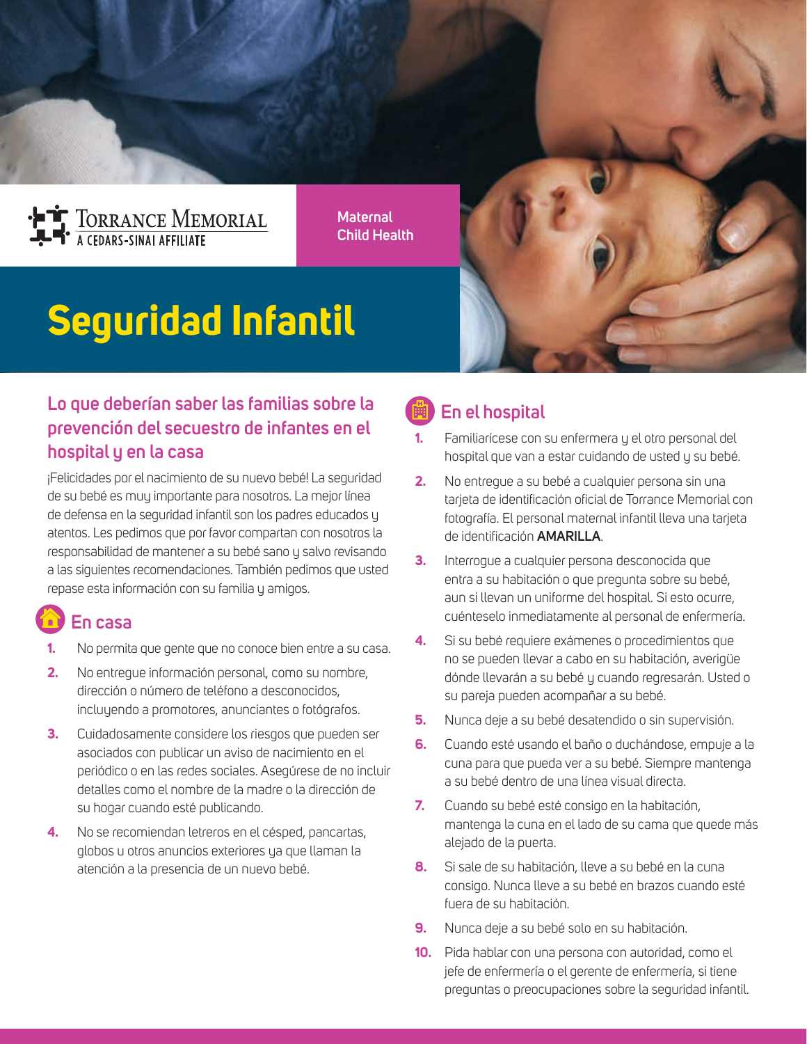TORRANCE MEMORIAL
A CEDARS-SINAI AFFILIATE

Maternal Child Health

# Seguridad Infantil

## Lo que deberían saber las familias sobre la prevención del secuestro de infantes en el hospital y en la casa

¡Felicidades por el nacimiento de su nuevo bebé! La seguridad de su bebé es muy importante para nosotros. La mejor línea de defensa en la seguridad infantil son los padres educados y atentos. Les pedimos que por favor compartan con nosotros la responsabilidad de mantener a su bebé sano y salvo revisando a las siguientes recomendaciones. También pedimos que usted repase esta información con su familia y amigos.

## En casa

1. No permita que gente que no conoce bien entre a su casa.
2. No entregue información personal, como su nombre, dirección o número de teléfono a desconocidos, incluyendo a promotores, anunciantes o fotógrafos.
3. Cuidadosamente considere los riesgos que pueden ser asociados con publicar un aviso de nacimiento en el periódico o en las redes sociales. Asegúrese de no incluir detalles como el nombre de la madre o la dirección de su hogar cuando esté publicando.
4. No se recomiendan letreros en el césped, pancartas, globos u otros anuncios exteriores ya que llaman la atención a la presencia de un nuevo bebé.

## En el hospital

1. Familiarícese con su enfermera y el otro personal del hospital que van a estar cuidando de usted y su bebé.
2. No entregue a su bebé a cualquier persona sin una tarjeta de identificación oficial de Torrance Memorial con fotografía. El personal maternal infantil lleva una tarjeta de identificación **AMARILLA**.
3. Interrogue a cualquier persona desconocida que entra a su habitación o que pregunta sobre su bebé, aun si llevan un uniforme del hospital. Si esto ocurre, cuénteselo inmediatamente al personal de enfermería.
4. Si su bebé requiere exámenes o procedimientos que no se pueden llevar a cabo en su habitación, averigüe dónde llevarán a su bebé y cuando regresarán. Usted o su pareja pueden acompañar a su bebé.
5. Nunca deje a su bebé desatendido o sin supervisión.
6. Cuando esté usando el baño o duchándose, empuje a la cuna para que pueda ver a su bebé. Siempre mantenga a su bebé dentro de una línea visual directa.
7. Cuando su bebé esté consigo en la habitación, mantenga la cuna en el lado de su cama que quede más alejado de la puerta.
8. Si sale de su habitación, lleve a su bebé en la cuna consigo. Nunca lleve a su bebé en brazos cuando esté fuera de su habitación.
9. Nunca deje a su bebé solo en su habitación.
10. Pida hablar con una persona con autoridad, como el jefe de enfermería o el gerente de enfermería, si tiene preguntas o preocupaciones sobre la seguridad infantil.